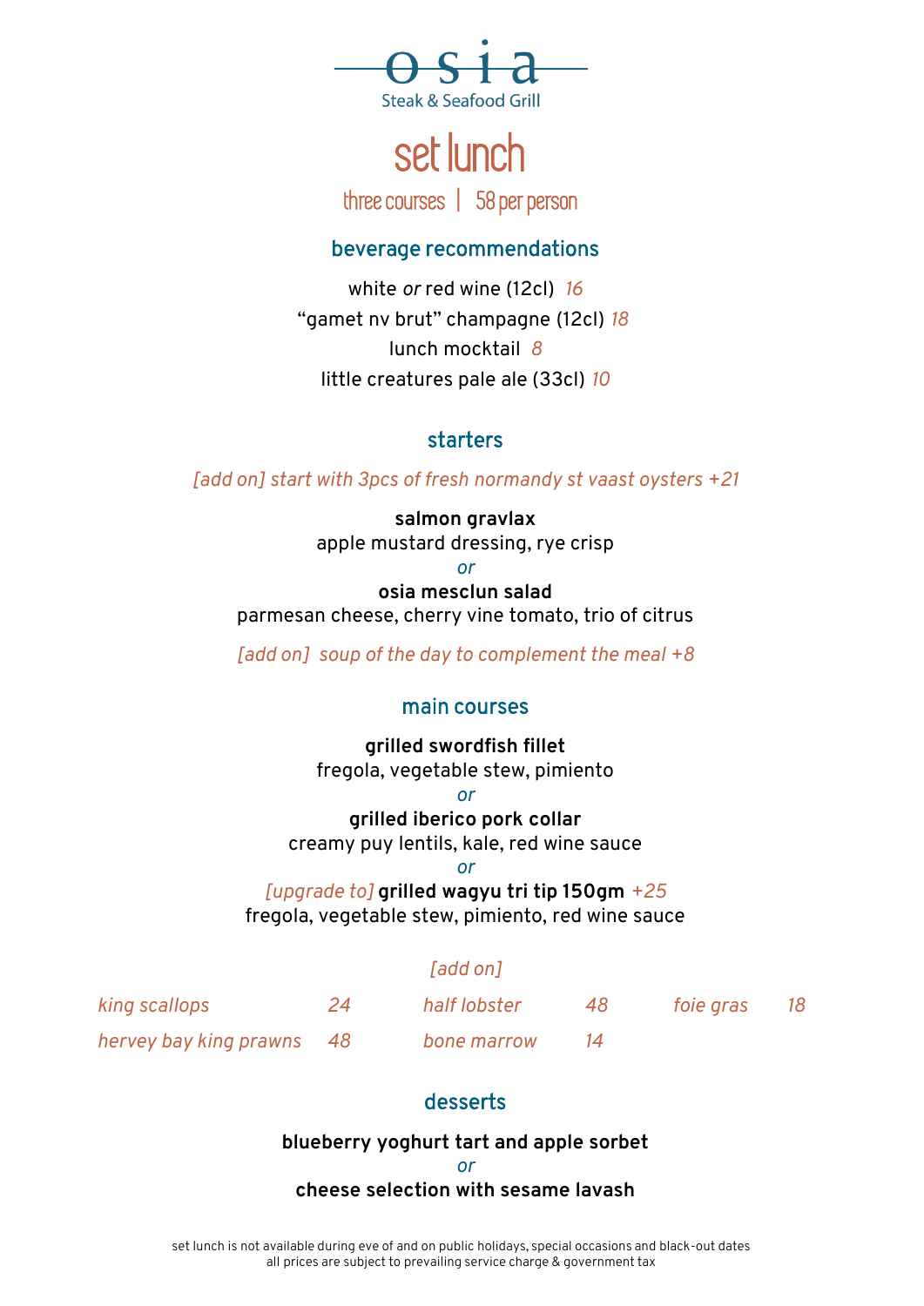# osia

Steak & Seafood Grill

## set lunch

three courses | 58 per person

### beverage recommendations

white *or* red wine (12cl) *16*

"gamet nv brut" champagne (12cl) *18*

lunch mocktail *8*

little creatures pale ale (33cl) *10*

### starters

*[add on] start with 3pcs of fresh normandy st vaast oysters +21*

**salmon gravlax**
apple mustard dressing, rye crisp

*or*

**osia mesclun salad**
parmesan cheese, cherry vine tomato, trio of citrus

*[add on] soup of the day to complement the meal +8*

### main courses

**grilled swordfish fillet**
fregola, vegetable stew, pimiento

*or*

**grilled iberico pork collar**
creamy puy lentils, kale, red wine sauce

*or*

*[upgrade to]* **grilled wagyu tri tip 150gm** *+25*
fregola, vegetable stew, pimiento, red wine sauce

*[add on]*

| | | | | | |
|---|---|---|---|---|---|
| *king scallops* | *24* | *half lobster* | *48* | *foie gras* | *18* |
| *hervey bay king prawns* | *48* | *bone marrow* | *14* | | |

### desserts

**blueberry yoghurt tart and apple sorbet**

*or*

**cheese selection with sesame lavash**

set lunch is not available during eve of and on public holidays, special occasions and black-out dates
all prices are subject to prevailing service charge & government tax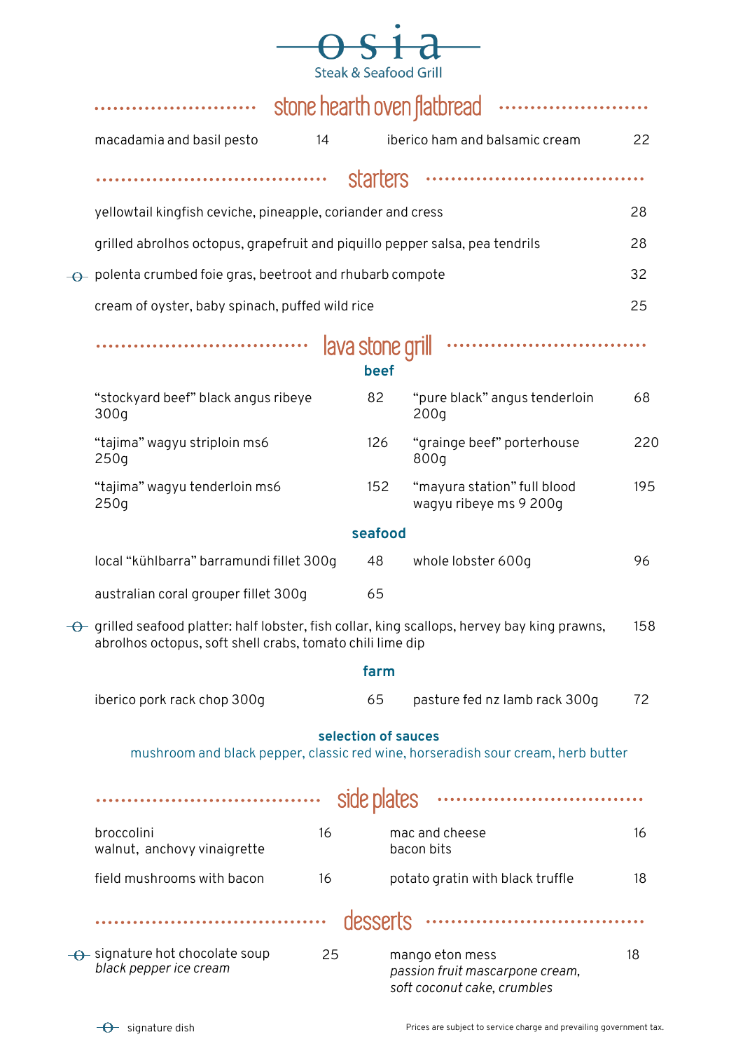# osia

Steak & Seafood Grill

## stone hearth oven flatbread

| | |
|---|---|
| macadamia and basil pesto | 14 |
| iberico ham and balsamic cream | 22 |

## starters

| | |
|---|---|
| yellowtail kingfish ceviche, pineapple, coriander and cress | 28 |
| grilled abrolhos octopus, grapefruit and piquillo pepper salsa, pea tendrils | 28 |
| ⊖ polenta crumbed foie gras, beetroot and rhubarb compote | 32 |
| cream of oyster, baby spinach, puffed wild rice | 25 |

## lava stone grill

### beef

| | |
|---|---|
| "stockyard beef" black angus ribeye 300g | 82 |
| "pure black" angus tenderloin 200g | 68 |
| "tajima" wagyu striploin ms6 250g | 126 |
| "grainge beef" porterhouse 800g | 220 |
| "tajima" wagyu tenderloin ms6 250g | 152 |
| "mayura station" full blood wagyu ribeye ms 9 200g | 195 |

### seafood

| | |
|---|---|
| local "kühlbarra" barramundi fillet 300g | 48 |
| whole lobster 600g | 96 |
| australian coral grouper fillet 300g | 65 |
| ⊖ grilled seafood platter: half lobster, fish collar, king scallops, hervey bay king prawns, abrolhos octopus, soft shell crabs, tomato chili lime dip | 158 |

### farm

| | |
|---|---|
| iberico pork rack chop 300g | 65 |
| pasture fed nz lamb rack 300g | 72 |

**selection of sauces**

mushroom and black pepper, classic red wine, horseradish sour cream, herb butter

## side plates

| | |
|---|---|
| broccolini<br>walnut, anchovy vinaigrette | 16 |
| mac and cheese<br>bacon bits | 16 |
| field mushrooms with bacon | 16 |
| potato gratin with black truffle | 18 |

## desserts

| | |
|---|---|
| ⊖ signature hot chocolate soup<br>*black pepper ice cream* | 25 |
| mango eton mess<br>*passion fruit mascarpone cream, soft coconut cake, crumbles* | 18 |

⊖ signature dish

Prices are subject to service charge and prevailing government tax.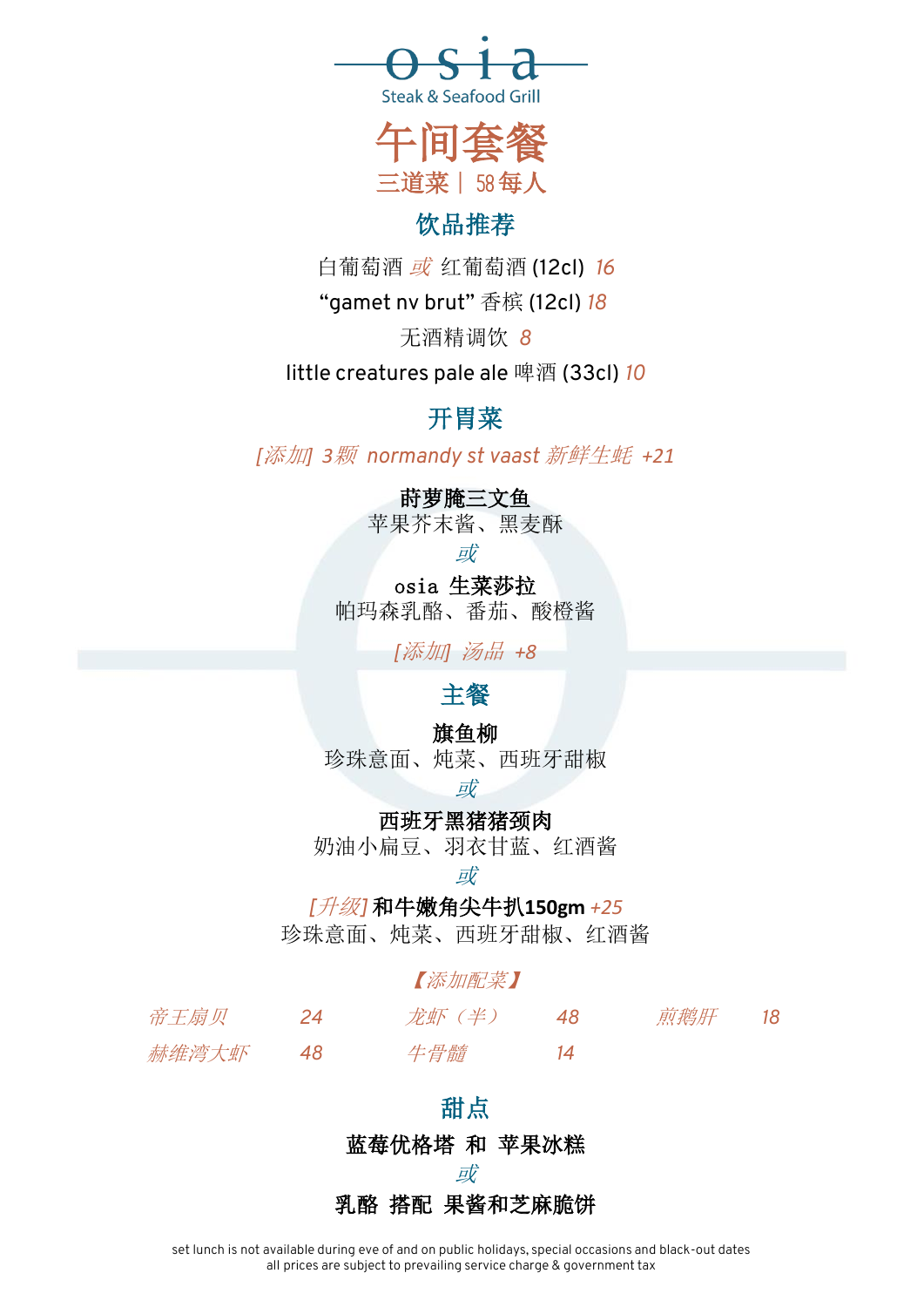# osia

Steak & Seafood Grill

## 午间套餐

三道菜 | 58 每人

### 饮品推荐

白葡萄酒 *或* 红葡萄酒 (12cl) *16*

“gamet nv brut” 香槟 (12cl) *18*

无酒精调饮 *8*

little creatures pale ale 啤酒 (33cl) *10*

### 开胃菜

*[添加] 3颗 normandy st vaast 新鲜生蚝 +21*

**莳萝腌三文鱼**
苹果芥末酱、黑麦酥

*或*

**osia 生菜莎拉**
帕玛森乳酪、番茄、酸橙酱

*[添加] 汤品 +8*

### 主餐

**旗鱼柳**
珍珠意面、炖菜、西班牙甜椒

*或*

**西班牙黑猪猪颈肉**
奶油小扁豆、羽衣甘蓝、红酒酱

*或*

*[升级]* **和牛嫩角尖牛扒150gm** *+25*
珍珠意面、炖菜、西班牙甜椒、红酒酱

*【添加配菜】*

| | | | | | |
|---|---|---|---|---|---|
| *帝王扇贝* | *24* | *龙虾（半）* | *48* | *煎鹅肝* | *18* |
| *赫维湾大虾* | *48* | *牛骨髓* | *14* | | |

### 甜点

**蓝莓优格塔 和 苹果冰糕**

*或*

**乳酪 搭配 果酱和芝麻脆饼**

set lunch is not available during eve of and on public holidays, special occasions and black-out dates
all prices are subject to prevailing service charge & government tax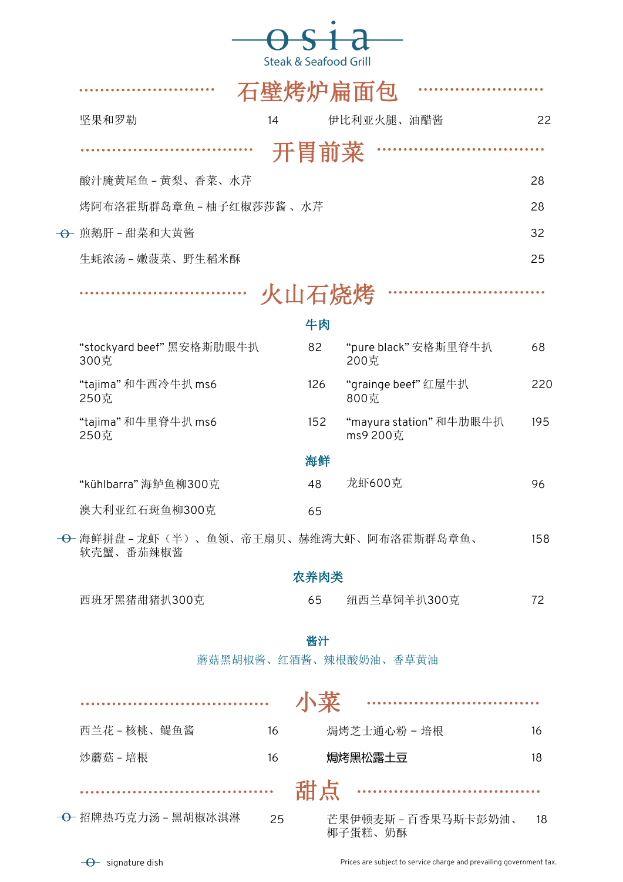# osia

Steak & Seafood Grill

## 石壁烤炉扁面包

坚果和罗勒 14

伊比利亚火腿、油醋酱 22

## 开胃前菜

酸汁腌黄尾鱼 – 黄梨、香菜、水芹 28

烤阿布洛霍斯群岛章鱼 – 柚子红椒莎莎酱 、水芹 28

-O- 煎鹅肝 – 甜菜和大黄酱 32

生蚝浓汤 – 嫩菠菜、野生稻米酥 25

## 火山石烧烤

### 牛肉

“stockyard beef” 黑安格斯肋眼牛扒 300克 82

“pure black” 安格斯里脊牛扒 200克 68

“tajima” 和牛西冷牛扒 ms6 250克 126

“grainge beef” 红屋牛扒 800克 220

“tajima” 和牛里脊牛扒 ms6 250克 152

“mayura station” 和牛肋眼牛扒 ms9 200克 195

### 海鲜

“kühlbarra” 海鲈鱼柳300克 48

龙虾600克 96

澳大利亚红石斑鱼柳300克 65

-O- 海鲜拼盘 – 龙虾（半）、鱼领、帝王扇贝、赫维湾大虾、阿布洛霍斯群岛章鱼、软壳蟹、番茄辣椒酱 158

### 农养肉类

西班牙黑猪甜猪扒300克 65

纽西兰草饲羊扒300克 72

### 酱汁

蘑菇黑胡椒酱、红酒酱、辣根酸奶油、香草黄油

## 小菜

西兰花 – 核桃、鳀鱼酱 16

焗烤芝士通心粉 – 培根 16

炒蘑菇 – 培根 16

焗烤黑松露土豆 18

## 甜点

-O- 招牌热巧克力汤 – 黑胡椒冰淇淋 25

芒果伊顿麦斯 – 百香果马斯卡彭奶油、椰子蛋糕、奶酥 18

-O- signature dish

Prices are subject to service charge and prevailing government tax.